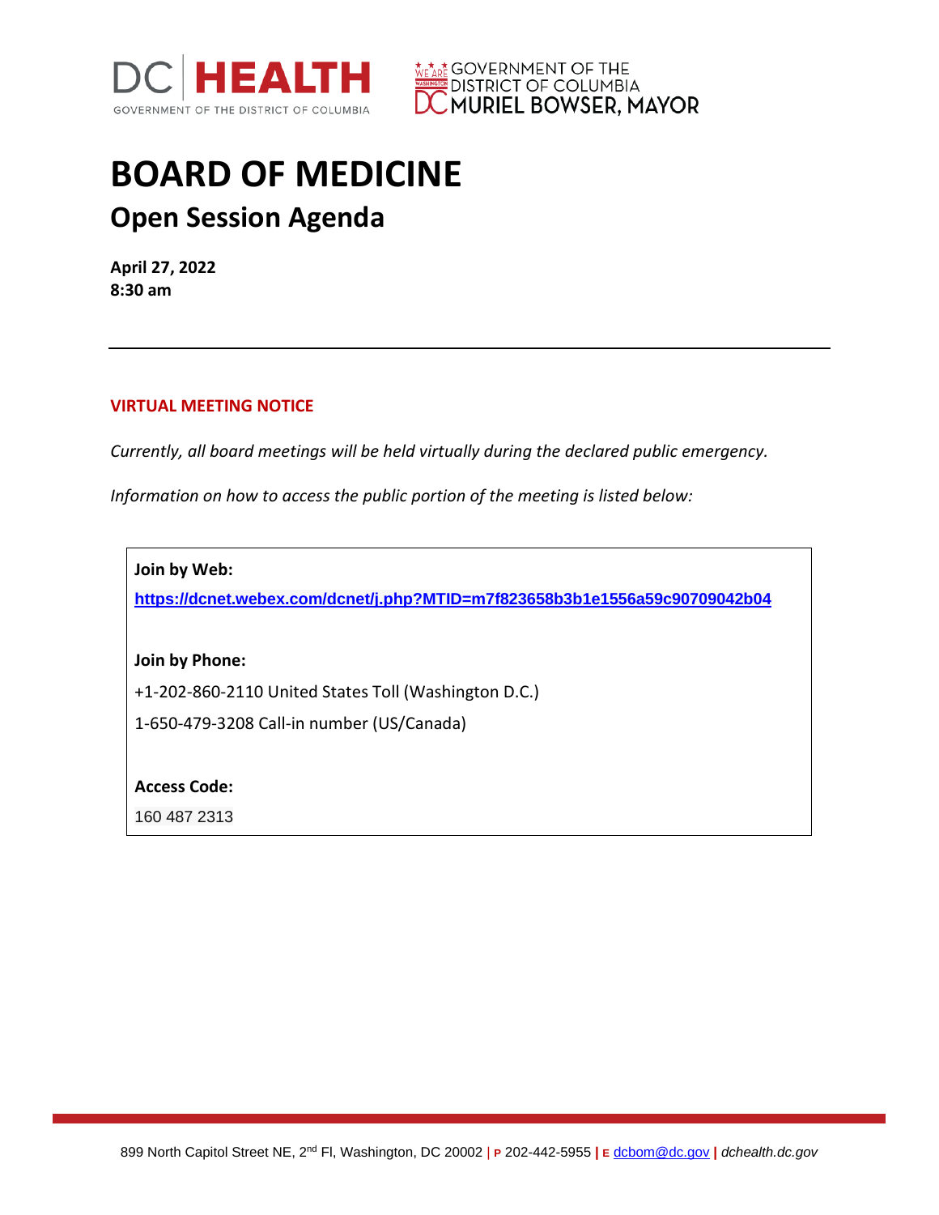DC HEALTH
GOVERNMENT OF THE DISTRICT OF COLUMBIA

GOVERNMENT OF THE DISTRICT OF COLUMBIA
MURIEL BOWSER, MAYOR

# BOARD OF MEDICINE

## Open Session Agenda

**April 27, 2022**
**8:30 am**

---

**VIRTUAL MEETING NOTICE**

*Currently, all board meetings will be held virtually during the declared public emergency.*

*Information on how to access the public portion of the meeting is listed below:*

**Join by Web:**

**https://dcnet.webex.com/dcnet/j.php?MTID=m7f823658b3b1e1556a59c90709042b04**

**Join by Phone:**

+1-202-860-2110 United States Toll (Washington D.C.)

1-650-479-3208 Call-in number (US/Canada)

**Access Code:**

160 487 2313

899 North Capitol Street NE, 2nd Fl, Washington, DC 20002 | P 202-442-5955 | E dcbom@dc.gov | *dchealth.dc.gov*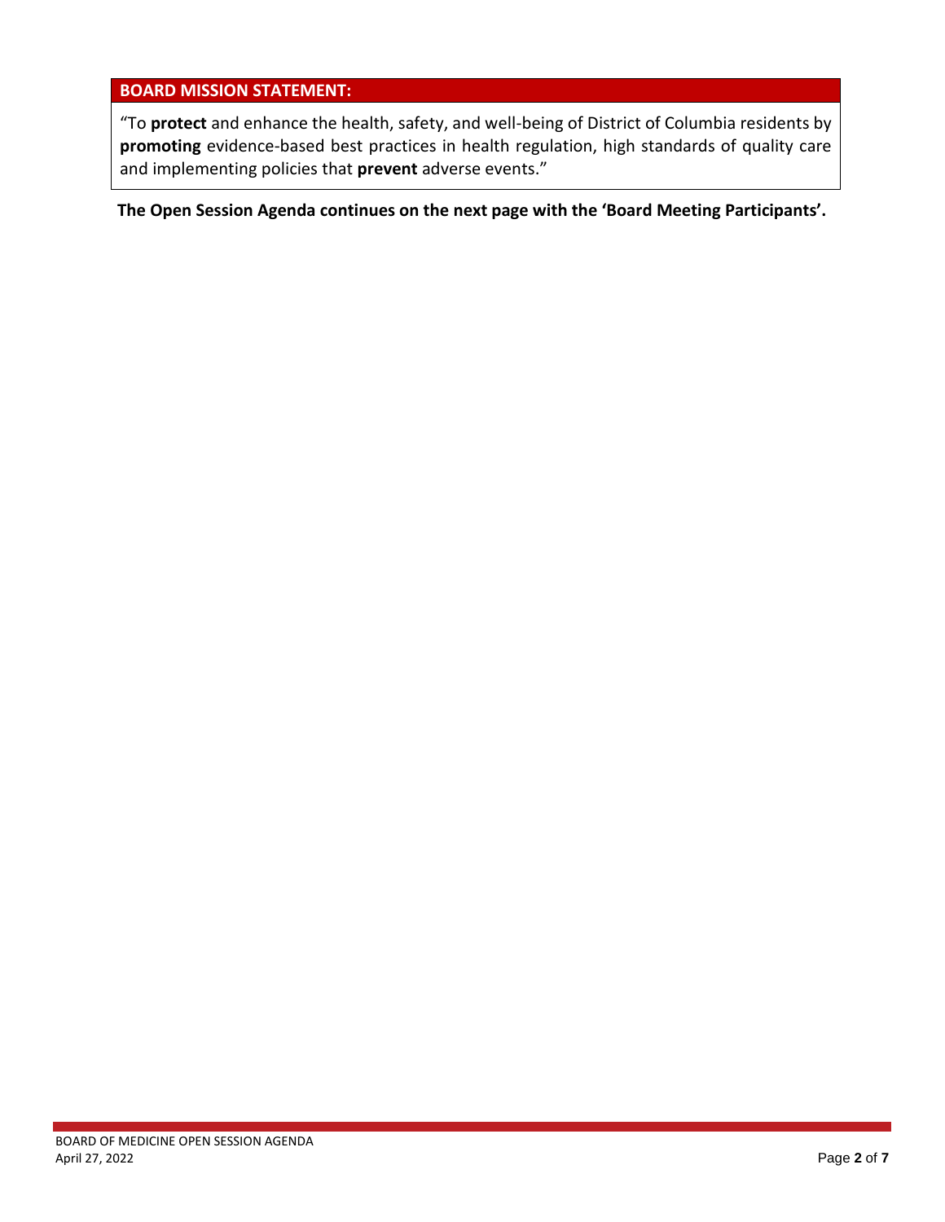**BOARD MISSION STATEMENT:**

"To **protect** and enhance the health, safety, and well-being of District of Columbia residents by **promoting** evidence-based best practices in health regulation, high standards of quality care and implementing policies that **prevent** adverse events."

**The Open Session Agenda continues on the next page with the 'Board Meeting Participants'.**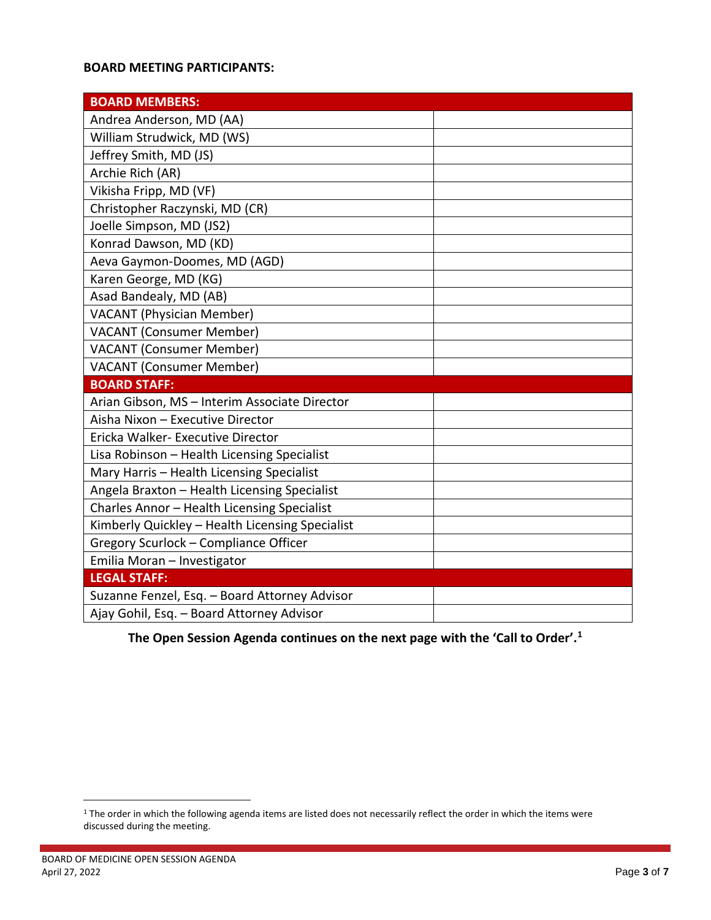**BOARD MEETING PARTICIPANTS:**

| **BOARD MEMBERS:** | |
|---|---|
| Andrea Anderson, MD (AA) | |
| William Strudwick, MD (WS) | |
| Jeffrey Smith, MD (JS) | |
| Archie Rich (AR) | |
| Vikisha Fripp, MD (VF) | |
| Christopher Raczynski, MD (CR) | |
| Joelle Simpson, MD (JS2) | |
| Konrad Dawson, MD (KD) | |
| Aeva Gaymon-Doomes, MD (AGD) | |
| Karen George, MD (KG) | |
| Asad Bandealy, MD (AB) | |
| VACANT (Physician Member) | |
| VACANT (Consumer Member) | |
| VACANT (Consumer Member) | |
| VACANT (Consumer Member) | |
| **BOARD STAFF:** | |
| Arian Gibson, MS – Interim Associate Director | |
| Aisha Nixon – Executive Director | |
| Ericka Walker- Executive Director | |
| Lisa Robinson – Health Licensing Specialist | |
| Mary Harris – Health Licensing Specialist | |
| Angela Braxton – Health Licensing Specialist | |
| Charles Annor – Health Licensing Specialist | |
| Kimberly Quickley – Health Licensing Specialist | |
| Gregory Scurlock – Compliance Officer | |
| Emilia Moran – Investigator | |
| **LEGAL STAFF:** | |
| Suzanne Fenzel, Esq. – Board Attorney Advisor | |
| Ajay Gohil, Esq. – Board Attorney Advisor | |

**The Open Session Agenda continues on the next page with the 'Call to Order'.[1]**

[1] The order in which the following agenda items are listed does not necessarily reflect the order in which the items were discussed during the meeting.

BOARD OF MEDICINE OPEN SESSION AGENDA
April 27, 2022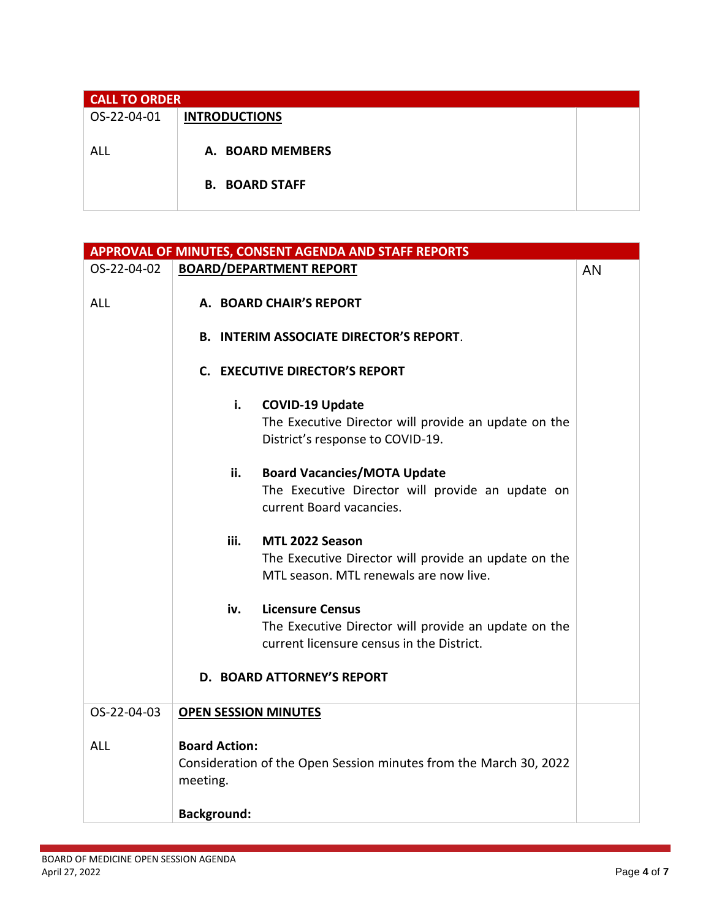| CALL TO ORDER | | |
|---|---|---|
| OS-22-04-01 | **INTRODUCTIONS** | |
| ALL | **A. BOARD MEMBERS**<br><br>**B. BOARD STAFF** | |

| APPROVAL OF MINUTES, CONSENT AGENDA AND STAFF REPORTS | | |
|---|---|---|
| OS-22-04-02 | **BOARD/DEPARTMENT REPORT** | AN |
| ALL | **A. BOARD CHAIR'S REPORT**<br><br>**B. INTERIM ASSOCIATE DIRECTOR'S REPORT**.<br><br>**C. EXECUTIVE DIRECTOR'S REPORT**<br><br>**i. COVID-19 Update**<br>The Executive Director will provide an update on the District's response to COVID-19.<br><br>**ii. Board Vacancies/MOTA Update**<br>The Executive Director will provide an update on current Board vacancies.<br><br>**iii. MTL 2022 Season**<br>The Executive Director will provide an update on the MTL season. MTL renewals are now live.<br><br>**iv. Licensure Census**<br>The Executive Director will provide an update on the current licensure census in the District.<br><br>**D. BOARD ATTORNEY'S REPORT** | |
| OS-22-04-03 | **OPEN SESSION MINUTES** | |
| ALL | **Board Action:**<br>Consideration of the Open Session minutes from the March 30, 2022 meeting.<br><br>**Background:** | |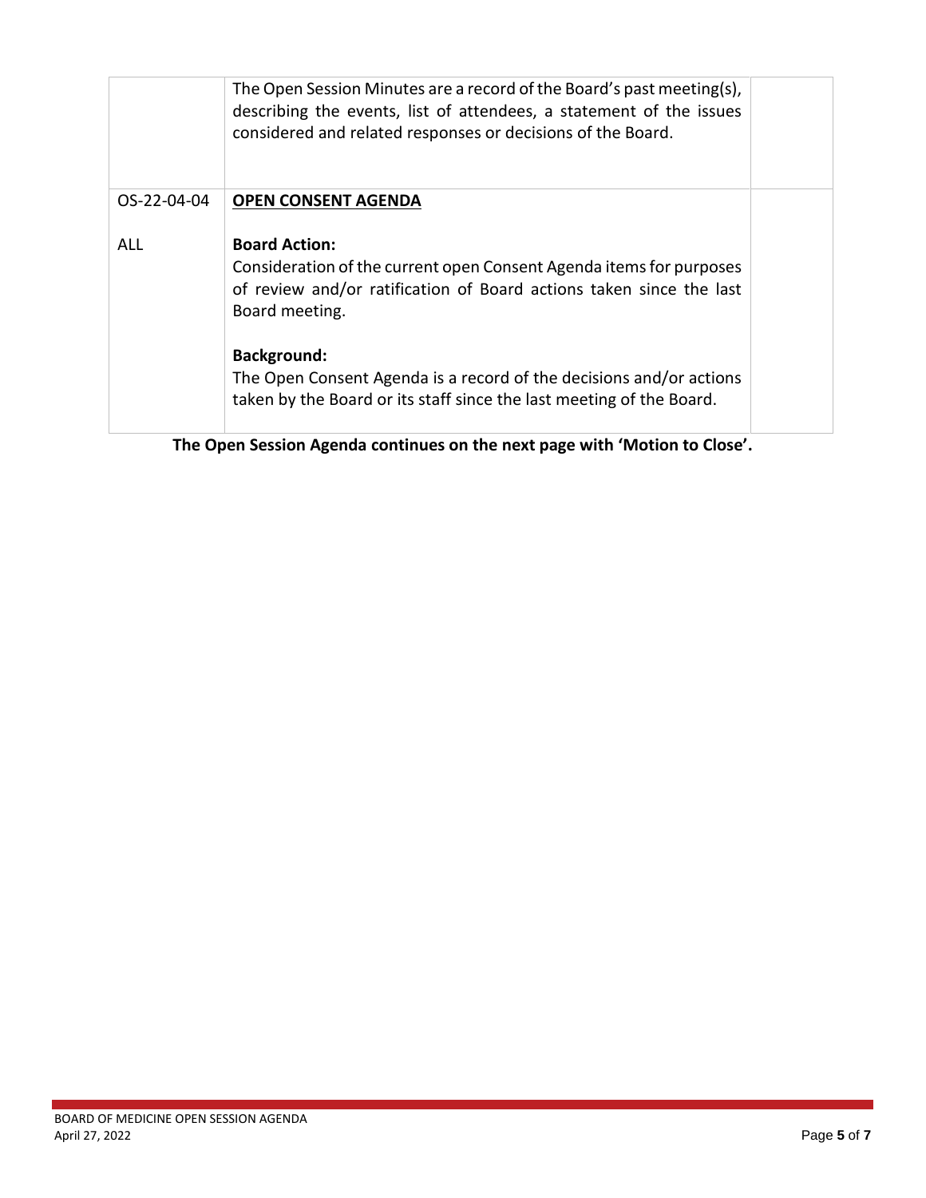| | | |
|---|---|---|
| | The Open Session Minutes are a record of the Board's past meeting(s), describing the events, list of attendees, a statement of the issues considered and related responses or decisions of the Board. | |
| OS-22-04-04<br><br>ALL | **OPEN CONSENT AGENDA**<br><br>**Board Action:**<br>Consideration of the current open Consent Agenda items for purposes of review and/or ratification of Board actions taken since the last Board meeting.<br><br>**Background:**<br>The Open Consent Agenda is a record of the decisions and/or actions taken by the Board or its staff since the last meeting of the Board. | |

**The Open Session Agenda continues on the next page with 'Motion to Close'.**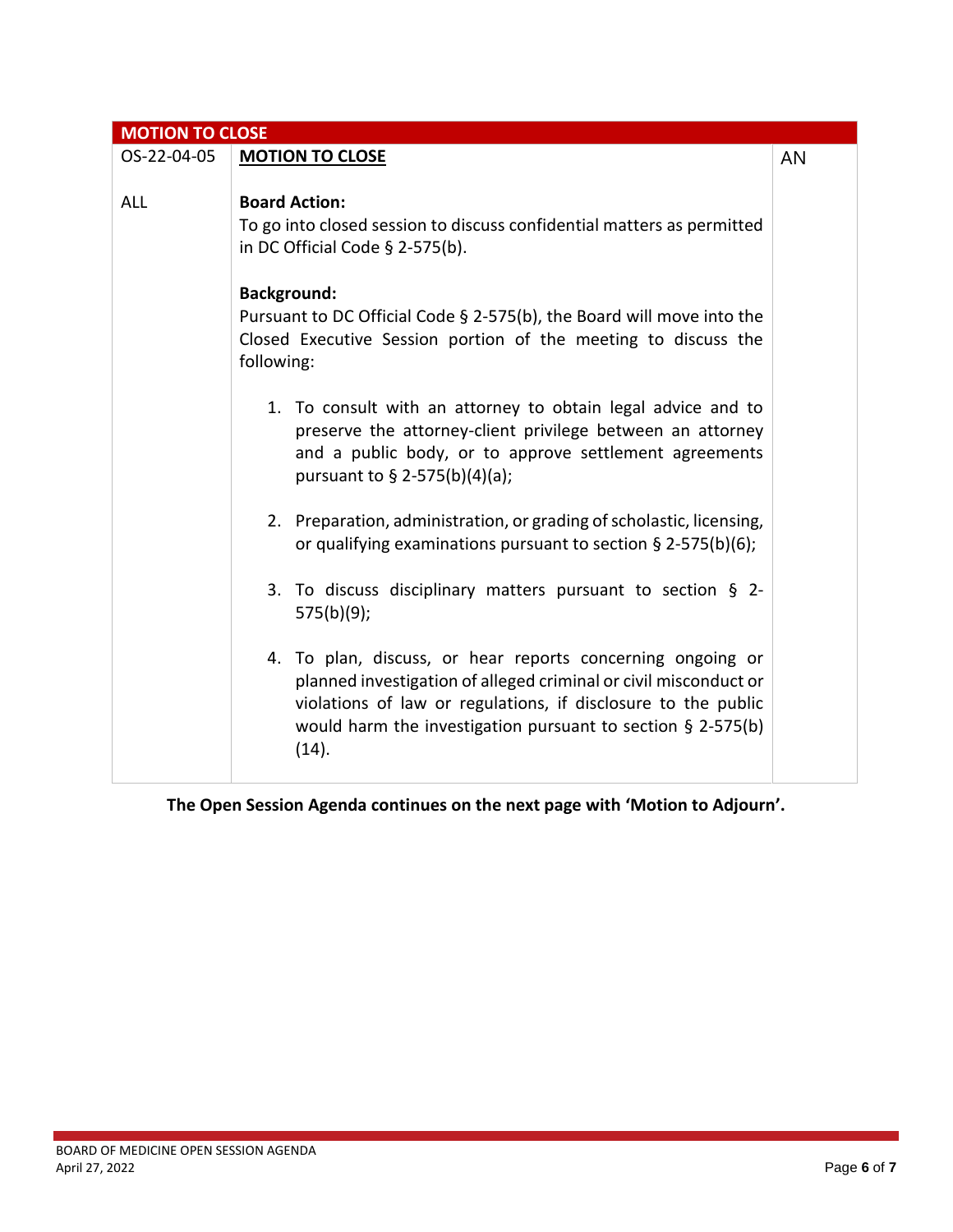| MOTION TO CLOSE | | |
|---|---|---|
| OS-22-04-05<br><br>ALL | **MOTION TO CLOSE**<br><br>**Board Action:**<br>To go into closed session to discuss confidential matters as permitted in DC Official Code § 2-575(b).<br><br>**Background:**<br>Pursuant to DC Official Code § 2-575(b), the Board will move into the Closed Executive Session portion of the meeting to discuss the following:<br><br>1. To consult with an attorney to obtain legal advice and to preserve the attorney-client privilege between an attorney and a public body, or to approve settlement agreements pursuant to § 2-575(b)(4)(a);<br><br>2. Preparation, administration, or grading of scholastic, licensing, or qualifying examinations pursuant to section § 2-575(b)(6);<br><br>3. To discuss disciplinary matters pursuant to section § 2-575(b)(9);<br><br>4. To plan, discuss, or hear reports concerning ongoing or planned investigation of alleged criminal or civil misconduct or violations of law or regulations, if disclosure to the public would harm the investigation pursuant to section § 2-575(b)(14). | AN |

**The Open Session Agenda continues on the next page with 'Motion to Adjourn'.**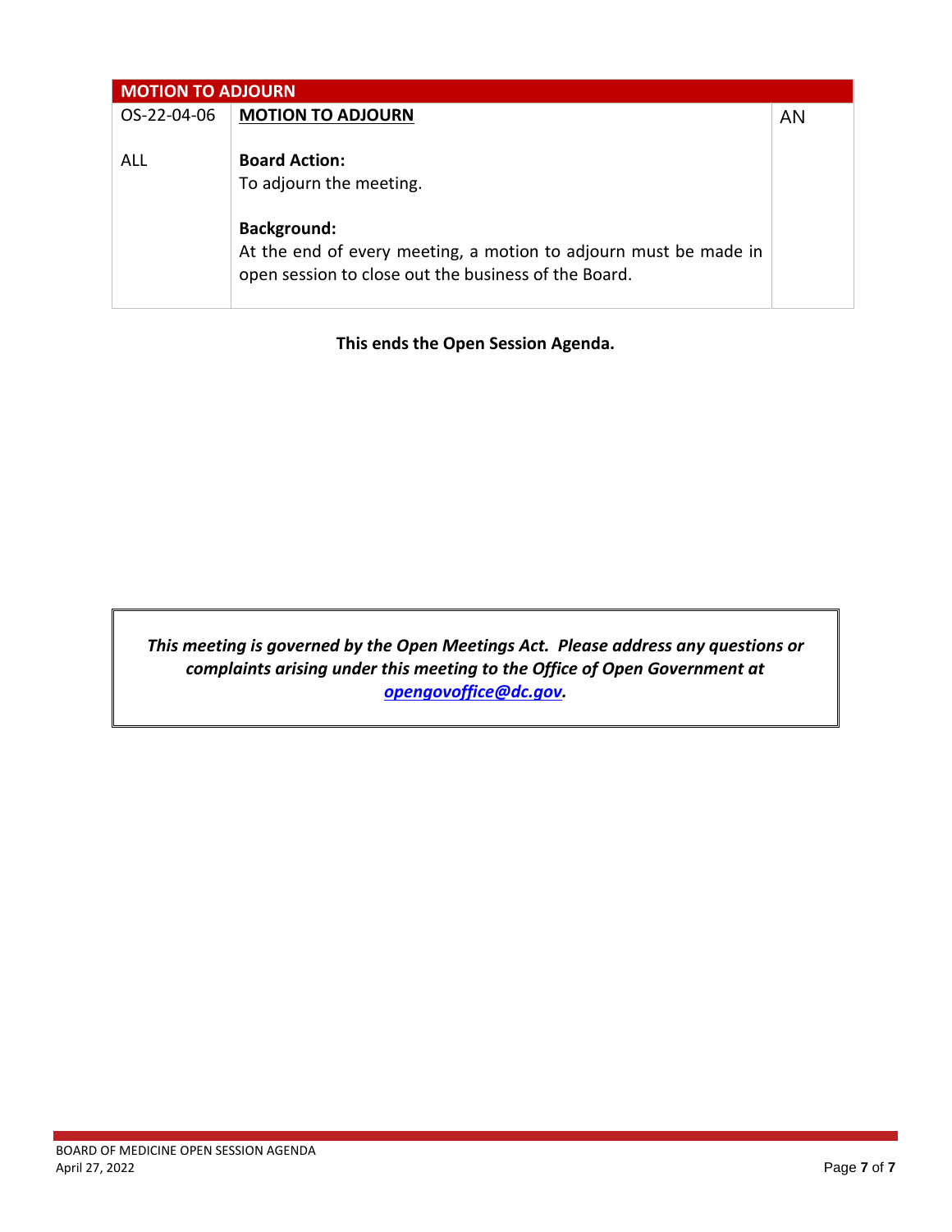| MOTION TO ADJOURN | | |
|---|---|---|
| OS-22-04-06<br><br>ALL | **MOTION TO ADJOURN**<br><br>**Board Action:**<br>To adjourn the meeting.<br><br>**Background:**<br>At the end of every meeting, a motion to adjourn must be made in open session to close out the business of the Board. | AN |

**This ends the Open Session Agenda.**

***This meeting is governed by the Open Meetings Act. Please address any questions or complaints arising under this meeting to the Office of Open Government at [opengovoffice@dc.gov](mailto:opengovoffice@dc.gov).***